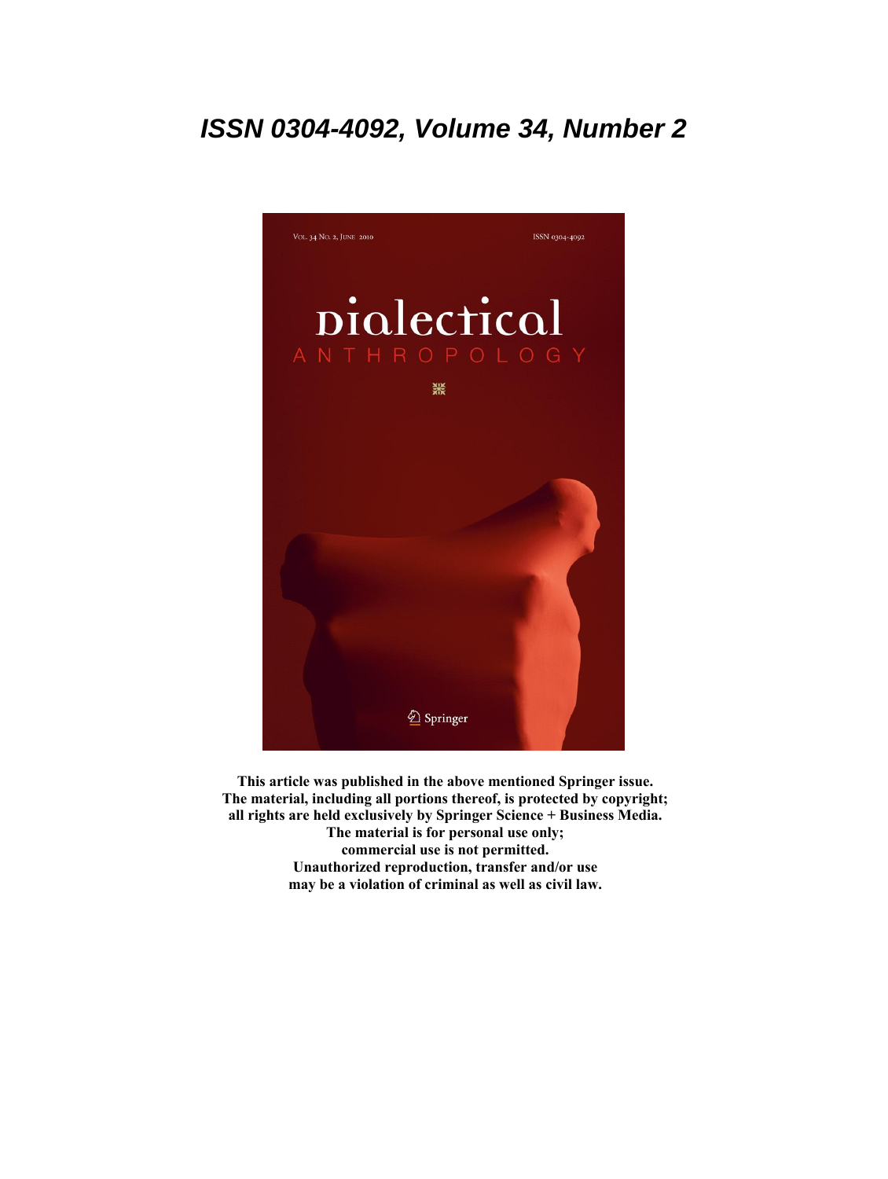***ISSN 0304-4092, Volume 34, Number 2***

Vol. 34 No. 2, June 2010

ISSN 0304-4092

Dialectical

ANTHROPOLOGY

Springer

**This article was published in the above mentioned Springer issue.**
**The material, including all portions thereof, is protected by copyright;**
**all rights are held exclusively by Springer Science + Business Media.**
**The material is for personal use only;**
**commercial use is not permitted.**
**Unauthorized reproduction, transfer and/or use**
**may be a violation of criminal as well as civil law.**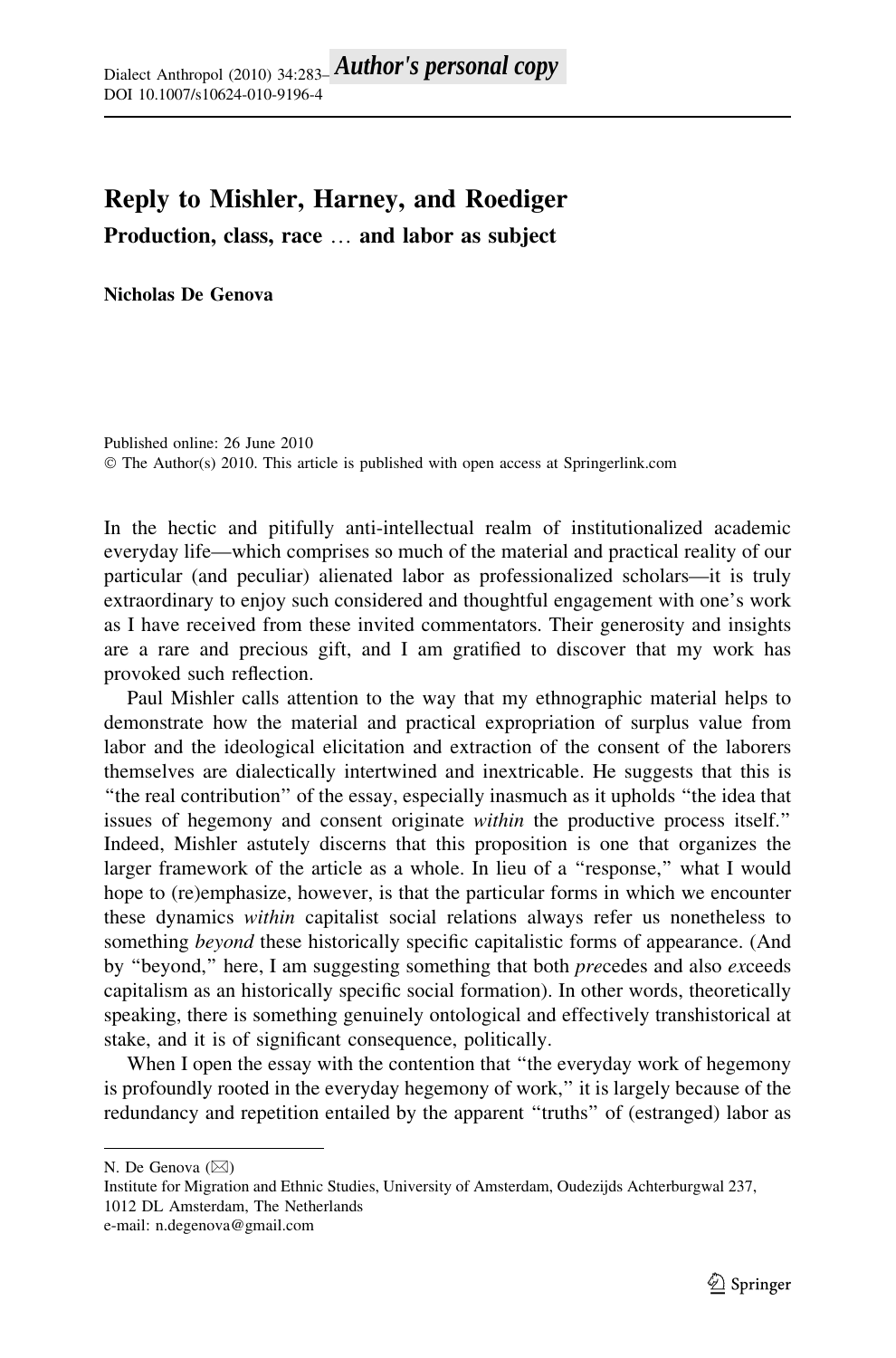# Reply to Mishler, Harney, and Roediger

## Production, class, race … and labor as subject

**Nicholas De Genova**

Published online: 26 June 2010
© The Author(s) 2010. This article is published with open access at Springerlink.com

In the hectic and pitifully anti-intellectual realm of institutionalized academic everyday life—which comprises so much of the material and practical reality of our particular (and peculiar) alienated labor as professionalized scholars—it is truly extraordinary to enjoy such considered and thoughtful engagement with one's work as I have received from these invited commentators. Their generosity and insights are a rare and precious gift, and I am gratified to discover that my work has provoked such reflection.

Paul Mishler calls attention to the way that my ethnographic material helps to demonstrate how the material and practical expropriation of surplus value from labor and the ideological elicitation and extraction of the consent of the laborers themselves are dialectically intertwined and inextricable. He suggests that this is "the real contribution" of the essay, especially inasmuch as it upholds "the idea that issues of hegemony and consent originate *within* the productive process itself." Indeed, Mishler astutely discerns that this proposition is one that organizes the larger framework of the article as a whole. In lieu of a "response," what I would hope to (re)emphasize, however, is that the particular forms in which we encounter these dynamics *within* capitalist social relations always refer us nonetheless to something *beyond* these historically specific capitalistic forms of appearance. (And by "beyond," here, I am suggesting something that both *pre*cedes and also *ex*ceeds capitalism as an historically specific social formation). In other words, theoretically speaking, there is something genuinely ontological and effectively transhistorical at stake, and it is of significant consequence, politically.

When I open the essay with the contention that "the everyday work of hegemony is profoundly rooted in the everyday hegemony of work," it is largely because of the redundancy and repetition entailed by the apparent "truths" of (estranged) labor as

N. De Genova (✉)
Institute for Migration and Ethnic Studies, University of Amsterdam, Oudezijds Achterburgwal 237, 1012 DL Amsterdam, The Netherlands
e-mail: n.degenova@gmail.com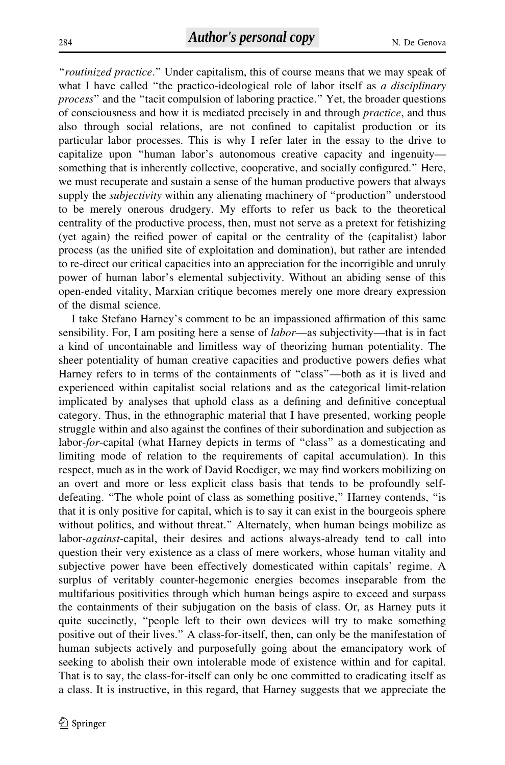"*routinized practice*." Under capitalism, this of course means that we may speak of what I have called "the practico-ideological role of labor itself as *a disciplinary process*" and the "tacit compulsion of laboring practice." Yet, the broader questions of consciousness and how it is mediated precisely in and through *practice*, and thus also through social relations, are not confined to capitalist production or its particular labor processes. This is why I refer later in the essay to the drive to capitalize upon "human labor's autonomous creative capacity and ingenuity—something that is inherently collective, cooperative, and socially configured." Here, we must recuperate and sustain a sense of the human productive powers that always supply the *subjectivity* within any alienating machinery of "production" understood to be merely onerous drudgery. My efforts to refer us back to the theoretical centrality of the productive process, then, must not serve as a pretext for fetishizing (yet again) the reified power of capital or the centrality of the (capitalist) labor process (as the unified site of exploitation and domination), but rather are intended to re-direct our critical capacities into an appreciation for the incorrigible and unruly power of human labor's elemental subjectivity. Without an abiding sense of this open-ended vitality, Marxian critique becomes merely one more dreary expression of the dismal science.

I take Stefano Harney's comment to be an impassioned affirmation of this same sensibility. For, I am positing here a sense of *labor*—as subjectivity—that is in fact a kind of uncontainable and limitless way of theorizing human potentiality. The sheer potentiality of human creative capacities and productive powers defies what Harney refers to in terms of the containments of "class"—both as it is lived and experienced within capitalist social relations and as the categorical limit-relation implicated by analyses that uphold class as a defining and definitive conceptual category. Thus, in the ethnographic material that I have presented, working people struggle within and also against the confines of their subordination and subjection as labor-*for*-capital (what Harney depicts in terms of "class" as a domesticating and limiting mode of relation to the requirements of capital accumulation). In this respect, much as in the work of David Roediger, we may find workers mobilizing on an overt and more or less explicit class basis that tends to be profoundly self-defeating. "The whole point of class as something positive," Harney contends, "is that it is only positive for capital, which is to say it can exist in the bourgeois sphere without politics, and without threat." Alternately, when human beings mobilize as labor-*against*-capital, their desires and actions always-already tend to call into question their very existence as a class of mere workers, whose human vitality and subjective power have been effectively domesticated within capitals' regime. A surplus of veritably counter-hegemonic energies becomes inseparable from the multifarious positivities through which human beings aspire to exceed and surpass the containments of their subjugation on the basis of class. Or, as Harney puts it quite succinctly, "people left to their own devices will try to make something positive out of their lives." A class-for-itself, then, can only be the manifestation of human subjects actively and purposefully going about the emancipatory work of seeking to abolish their own intolerable mode of existence within and for capital. That is to say, the class-for-itself can only be one committed to eradicating itself as a class. It is instructive, in this regard, that Harney suggests that we appreciate the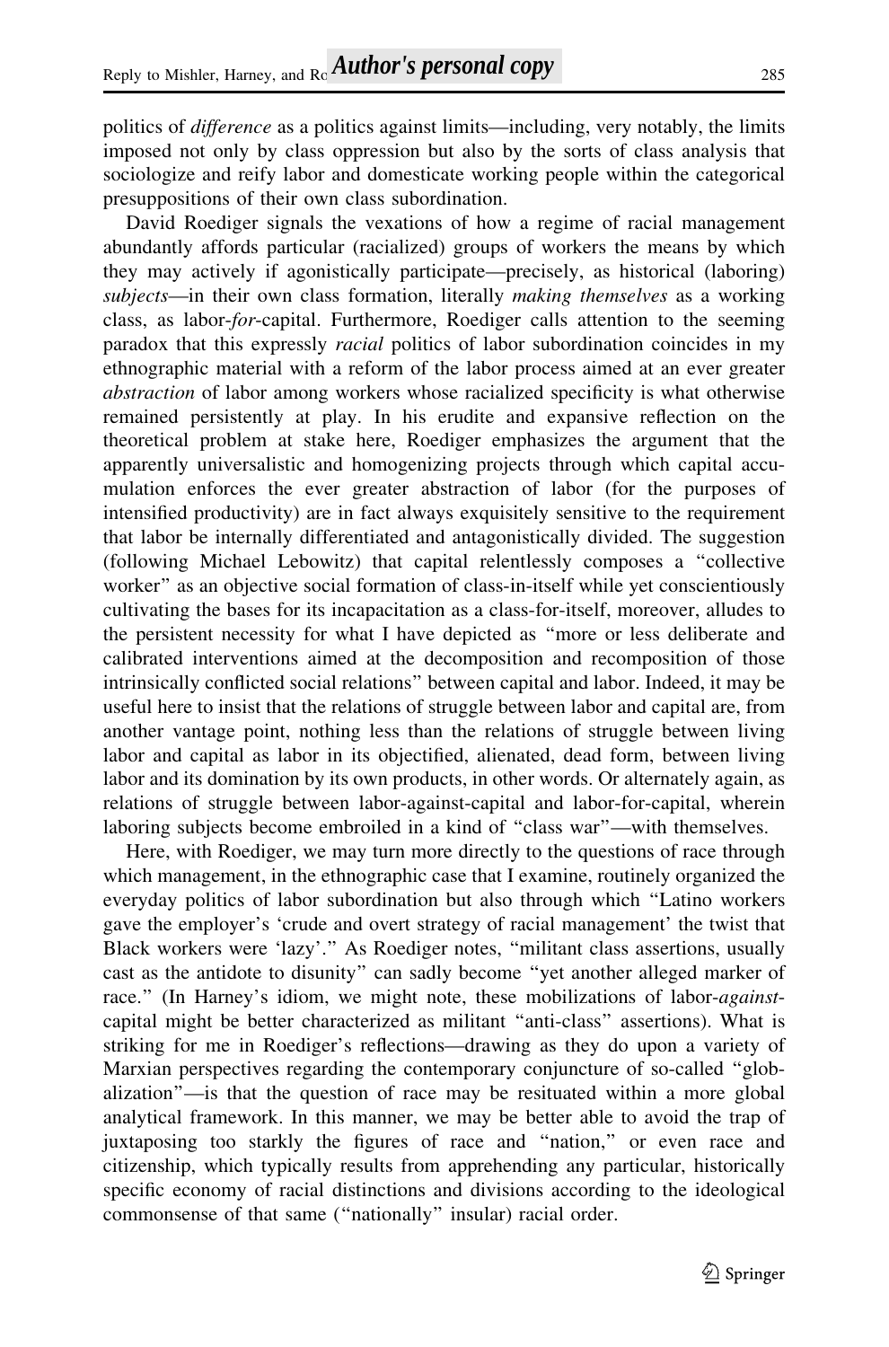politics of *difference* as a politics against limits—including, very notably, the limits imposed not only by class oppression but also by the sorts of class analysis that sociologize and reify labor and domesticate working people within the categorical presuppositions of their own class subordination.

David Roediger signals the vexations of how a regime of racial management abundantly affords particular (racialized) groups of workers the means by which they may actively if agonistically participate—precisely, as historical (laboring) *subjects*—in their own class formation, literally *making themselves* as a working class, as labor-*for*-capital. Furthermore, Roediger calls attention to the seeming paradox that this expressly *racial* politics of labor subordination coincides in my ethnographic material with a reform of the labor process aimed at an ever greater *abstraction* of labor among workers whose racialized specificity is what otherwise remained persistently at play. In his erudite and expansive reflection on the theoretical problem at stake here, Roediger emphasizes the argument that the apparently universalistic and homogenizing projects through which capital accumulation enforces the ever greater abstraction of labor (for the purposes of intensified productivity) are in fact always exquisitely sensitive to the requirement that labor be internally differentiated and antagonistically divided. The suggestion (following Michael Lebowitz) that capital relentlessly composes a "collective worker" as an objective social formation of class-in-itself while yet conscientiously cultivating the bases for its incapacitation as a class-for-itself, moreover, alludes to the persistent necessity for what I have depicted as "more or less deliberate and calibrated interventions aimed at the decomposition and recomposition of those intrinsically conflicted social relations" between capital and labor. Indeed, it may be useful here to insist that the relations of struggle between labor and capital are, from another vantage point, nothing less than the relations of struggle between living labor and capital as labor in its objectified, alienated, dead form, between living labor and its domination by its own products, in other words. Or alternately again, as relations of struggle between labor-against-capital and labor-for-capital, wherein laboring subjects become embroiled in a kind of "class war"—with themselves.

Here, with Roediger, we may turn more directly to the questions of race through which management, in the ethnographic case that I examine, routinely organized the everyday politics of labor subordination but also through which "Latino workers gave the employer's 'crude and overt strategy of racial management' the twist that Black workers were 'lazy'." As Roediger notes, "militant class assertions, usually cast as the antidote to disunity" can sadly become "yet another alleged marker of race." (In Harney's idiom, we might note, these mobilizations of labor-*against*-capital might be better characterized as militant "anti-class" assertions). What is striking for me in Roediger's reflections—drawing as they do upon a variety of Marxian perspectives regarding the contemporary conjuncture of so-called "globalization"—is that the question of race may be resituated within a more global analytical framework. In this manner, we may be better able to avoid the trap of juxtaposing too starkly the figures of race and "nation," or even race and citizenship, which typically results from apprehending any particular, historically specific economy of racial distinctions and divisions according to the ideological commonsense of that same ("nationally" insular) racial order.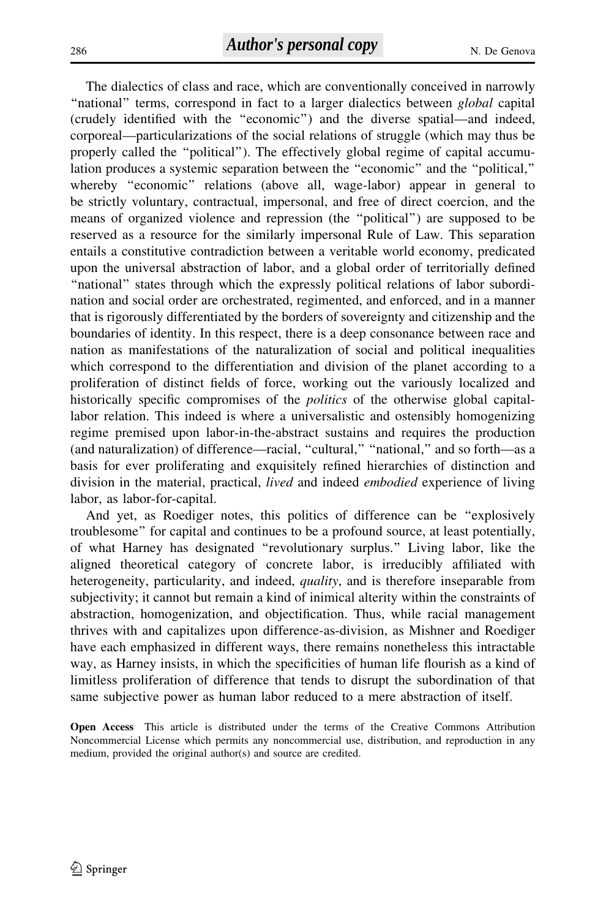The dialectics of class and race, which are conventionally conceived in narrowly "national" terms, correspond in fact to a larger dialectics between *global* capital (crudely identified with the "economic") and the diverse spatial—and indeed, corporeal—particularizations of the social relations of struggle (which may thus be properly called the "political"). The effectively global regime of capital accumulation produces a systemic separation between the "economic" and the "political," whereby "economic" relations (above all, wage-labor) appear in general to be strictly voluntary, contractual, impersonal, and free of direct coercion, and the means of organized violence and repression (the "political") are supposed to be reserved as a resource for the similarly impersonal Rule of Law. This separation entails a constitutive contradiction between a veritable world economy, predicated upon the universal abstraction of labor, and a global order of territorially defined "national" states through which the expressly political relations of labor subordination and social order are orchestrated, regimented, and enforced, and in a manner that is rigorously differentiated by the borders of sovereignty and citizenship and the boundaries of identity. In this respect, there is a deep consonance between race and nation as manifestations of the naturalization of social and political inequalities which correspond to the differentiation and division of the planet according to a proliferation of distinct fields of force, working out the variously localized and historically specific compromises of the *politics* of the otherwise global capital-labor relation. This indeed is where a universalistic and ostensibly homogenizing regime premised upon labor-in-the-abstract sustains and requires the production (and naturalization) of difference—racial, "cultural," "national," and so forth—as a basis for ever proliferating and exquisitely refined hierarchies of distinction and division in the material, practical, *lived* and indeed *embodied* experience of living labor, as labor-for-capital.

And yet, as Roediger notes, this politics of difference can be "explosively troublesome" for capital and continues to be a profound source, at least potentially, of what Harney has designated "revolutionary surplus." Living labor, like the aligned theoretical category of concrete labor, is irreducibly affiliated with heterogeneity, particularity, and indeed, *quality*, and is therefore inseparable from subjectivity; it cannot but remain a kind of inimical alterity within the constraints of abstraction, homogenization, and objectification. Thus, while racial management thrives with and capitalizes upon difference-as-division, as Mishner and Roediger have each emphasized in different ways, there remains nonetheless this intractable way, as Harney insists, in which the specificities of human life flourish as a kind of limitless proliferation of difference that tends to disrupt the subordination of that same subjective power as human labor reduced to a mere abstraction of itself.

**Open Access** This article is distributed under the terms of the Creative Commons Attribution Noncommercial License which permits any noncommercial use, distribution, and reproduction in any medium, provided the original author(s) and source are credited.